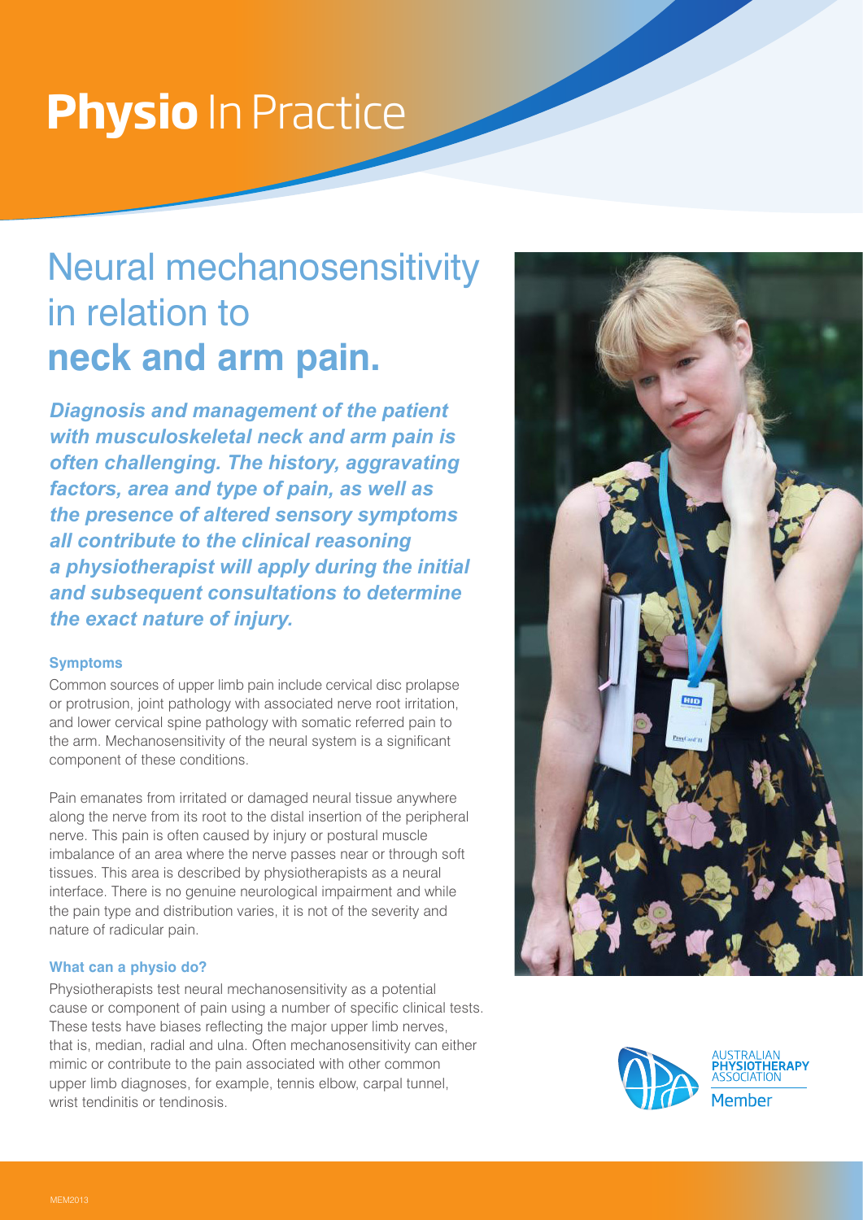# **Physio** In Practice

## Neural mechanosensitivity in relation to **neck and arm pain.**

***Diagnosis and management of the patient with musculoskeletal neck and arm pain is often challenging. The history, aggravating factors, area and type of pain, as well as the presence of altered sensory symptoms all contribute to the clinical reasoning a physiotherapist will apply during the initial and subsequent consultations to determine the exact nature of injury.***

### Symptoms

Common sources of upper limb pain include cervical disc prolapse or protrusion, joint pathology with associated nerve root irritation, and lower cervical spine pathology with somatic referred pain to the arm. Mechanosensitivity of the neural system is a significant component of these conditions.

Pain emanates from irritated or damaged neural tissue anywhere along the nerve from its root to the distal insertion of the peripheral nerve. This pain is often caused by injury or postural muscle imbalance of an area where the nerve passes near or through soft tissues. This area is described by physiotherapists as a neural interface. There is no genuine neurological impairment and while the pain type and distribution varies, it is not of the severity and nature of radicular pain.

### What can a physio do?

Physiotherapists test neural mechanosensitivity as a potential cause or component of pain using a number of specific clinical tests. These tests have biases reflecting the major upper limb nerves, that is, median, radial and ulna. Often mechanosensitivity can either mimic or contribute to the pain associated with other common upper limb diagnoses, for example, tennis elbow, carpal tunnel, wrist tendinitis or tendinosis.

AUSTRALIAN PHYSIOTHERAPY ASSOCIATION Member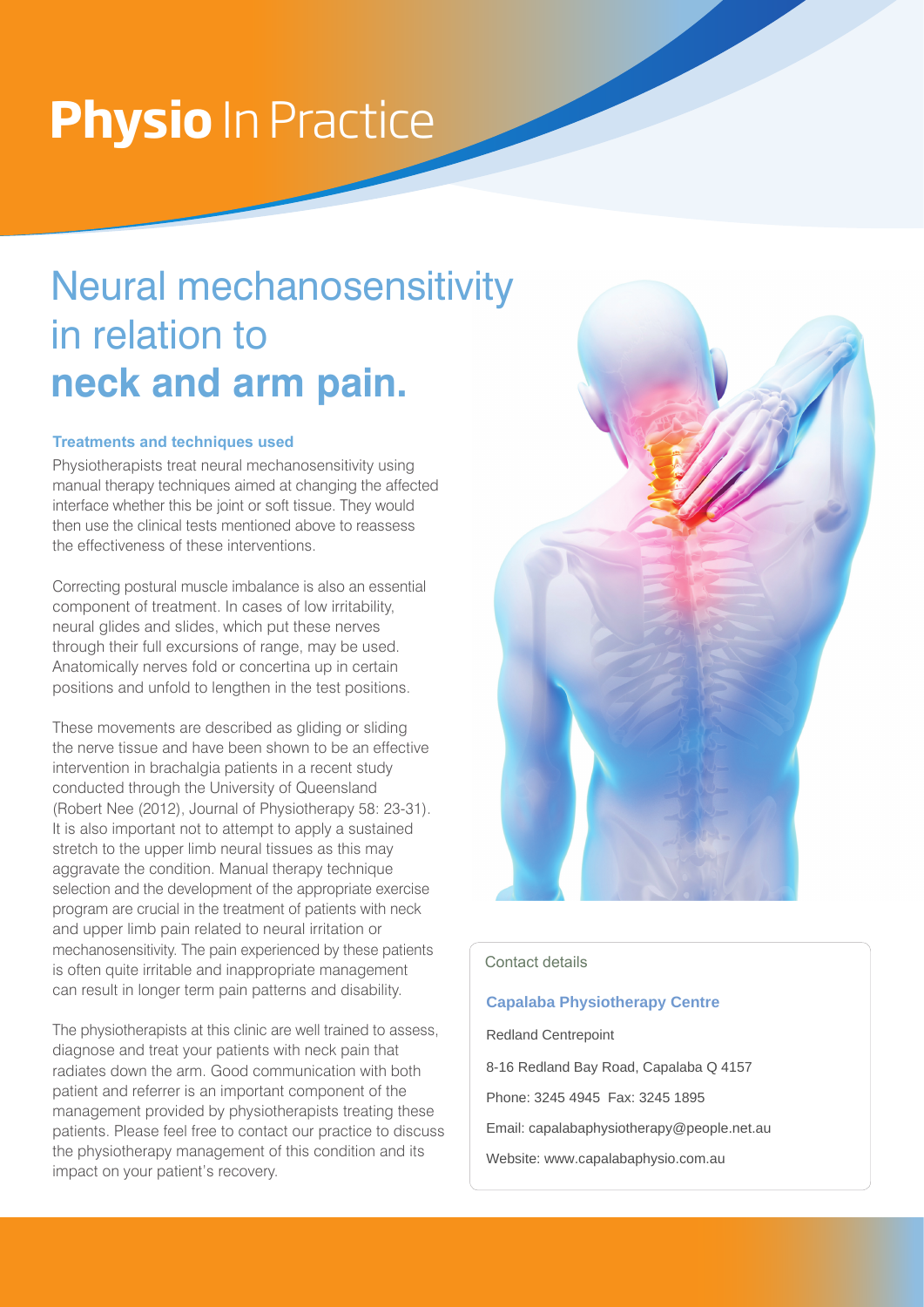# **Physio** In Practice

## Neural mechanosensitivity in relation to **neck and arm pain.**

### Treatments and techniques used

Physiotherapists treat neural mechanosensitivity using manual therapy techniques aimed at changing the affected interface whether this be joint or soft tissue. They would then use the clinical tests mentioned above to reassess the effectiveness of these interventions.

Correcting postural muscle imbalance is also an essential component of treatment. In cases of low irritability, neural glides and slides, which put these nerves through their full excursions of range, may be used. Anatomically nerves fold or concertina up in certain positions and unfold to lengthen in the test positions.

These movements are described as gliding or sliding the nerve tissue and have been shown to be an effective intervention in brachalgia patients in a recent study conducted through the University of Queensland (Robert Nee (2012), Journal of Physiotherapy 58: 23-31). It is also important not to attempt to apply a sustained stretch to the upper limb neural tissues as this may aggravate the condition. Manual therapy technique selection and the development of the appropriate exercise program are crucial in the treatment of patients with neck and upper limb pain related to neural irritation or mechanosensitivity. The pain experienced by these patients is often quite irritable and inappropriate management can result in longer term pain patterns and disability.

The physiotherapists at this clinic are well trained to assess, diagnose and treat your patients with neck pain that radiates down the arm. Good communication with both patient and referrer is an important component of the management provided by physiotherapists treating these patients. Please feel free to contact our practice to discuss the physiotherapy management of this condition and its impact on your patient's recovery.

Contact details

**Capalaba Physiotherapy Centre**

Redland Centrepoint

8-16 Redland Bay Road, Capalaba Q 4157

Phone: 3245 4945 Fax: 3245 1895

Email: capalabaphysiotherapy@people.net.au

Website: www.capalabaphysio.com.au